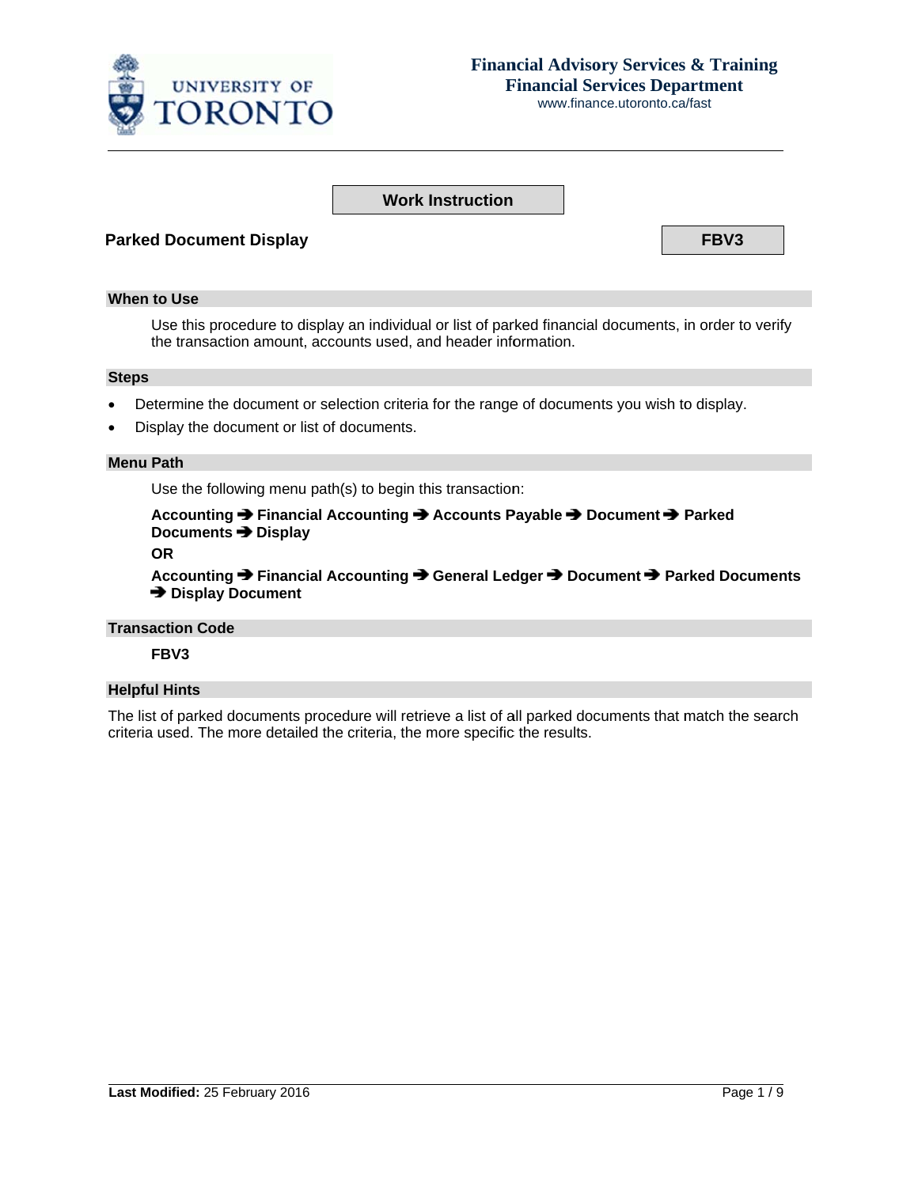**Financial Advisory Services & Training**
**Financial Services Department**
www.finance.utoronto.ca/fast

## Work Instruction

**Parked Document Display** **FBV3**

### When to Use

Use this procedure to display an individual or list of parked financial documents, in order to verify the transaction amount, accounts used, and header information.

### Steps

- Determine the document or selection criteria for the range of documents you wish to display.
- Display the document or list of documents.

### Menu Path

Use the following menu path(s) to begin this transaction:

**Accounting ➔ Financial Accounting ➔ Accounts Payable ➔ Document ➔ Parked Documents ➔ Display**

**OR**

**Accounting ➔ Financial Accounting ➔ General Ledger ➔ Document ➔ Parked Documents ➔ Display Document**

### Transaction Code

**FBV3**

### Helpful Hints

The list of parked documents procedure will retrieve a list of all parked documents that match the search criteria used. The more detailed the criteria, the more specific the results.

**Last Modified:** 25 February 2016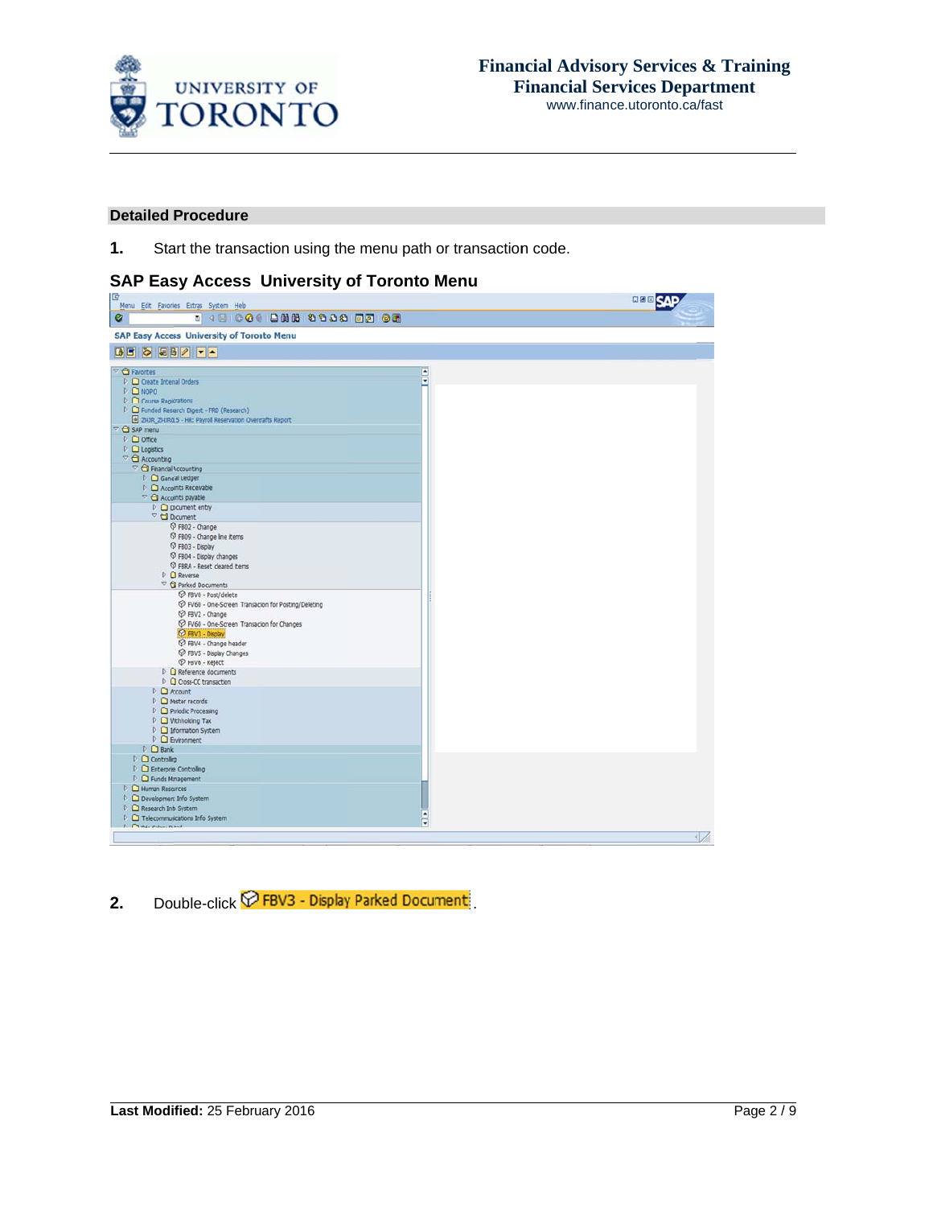## Detailed Procedure

**1.** Start the transaction using the menu path or transaction code.

### SAP Easy Access University of Toronto Menu

**2.** Double-click FBV3 - Display Parked Document.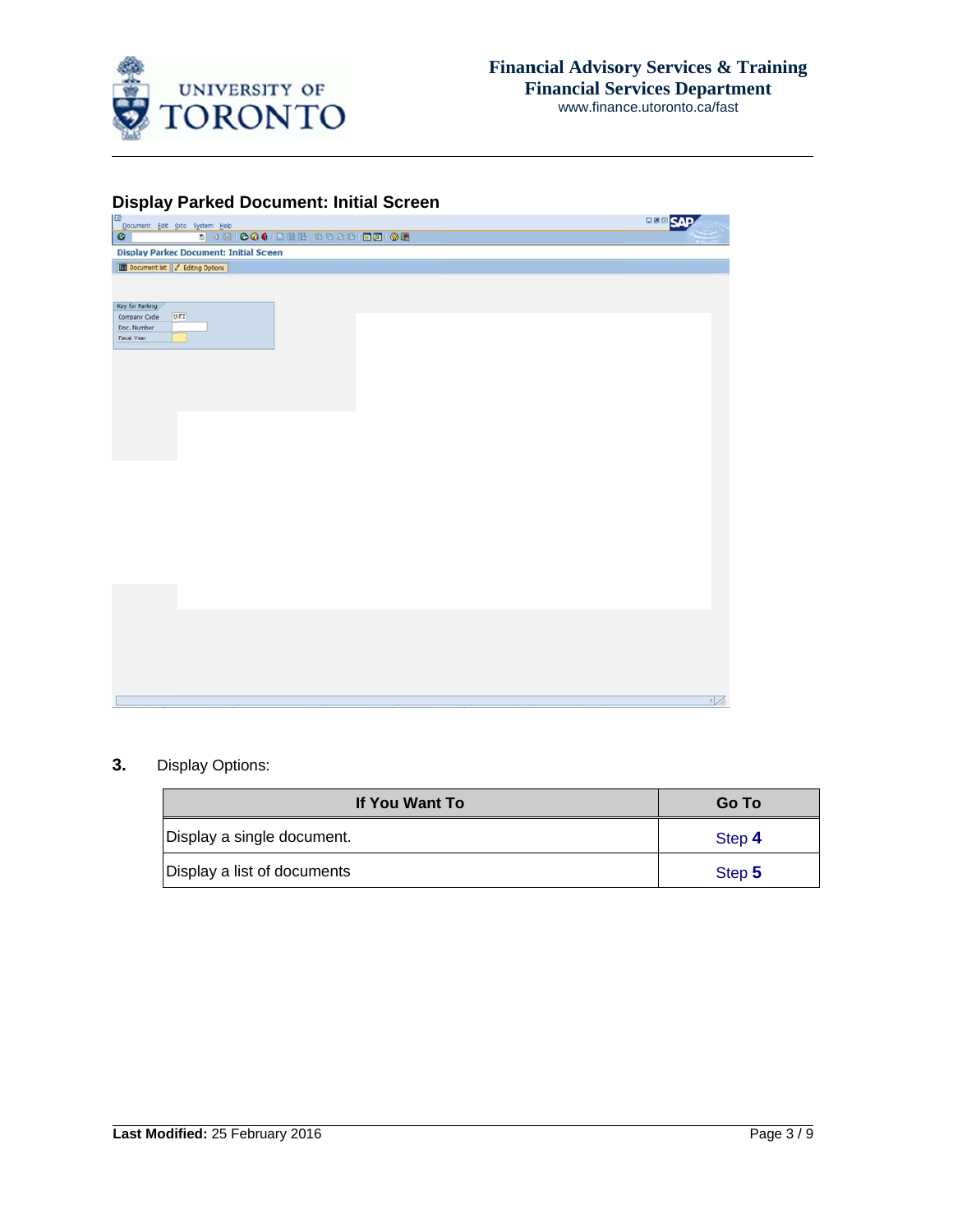**Display Parked Document: Initial Screen**

**3.** Display Options:

| If You Want To | Go To |
|---|---|
| Display a single document. | Step **4** |
| Display a list of documents | Step **5** |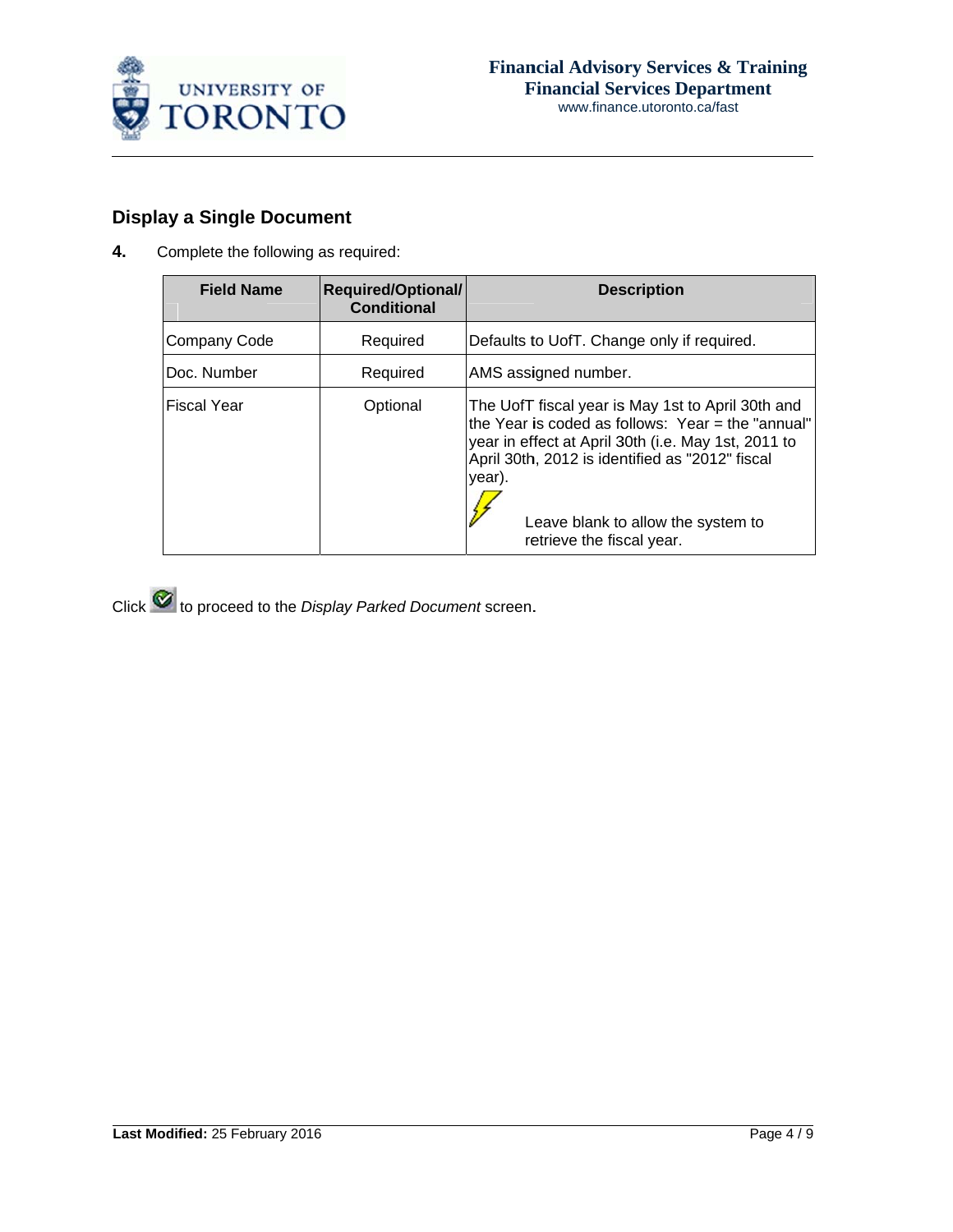## Display a Single Document

**4.** Complete the following as required:

| Field Name | Required/Optional/ Conditional | Description |
|---|---|---|
| Company Code | Required | Defaults to UofT. Change only if required. |
| Doc. Number | Required | AMS assigned number. |
| Fiscal Year | Optional | The UofT fiscal year is May 1st to April 30th and the Year is coded as follows: Year = the "annual" year in effect at April 30th (i.e. May 1st, 2011 to April 30th, 2012 is identified as "2012" fiscal year). Leave blank to allow the system to retrieve the fiscal year. |

Click to proceed to the *Display Parked Document* screen.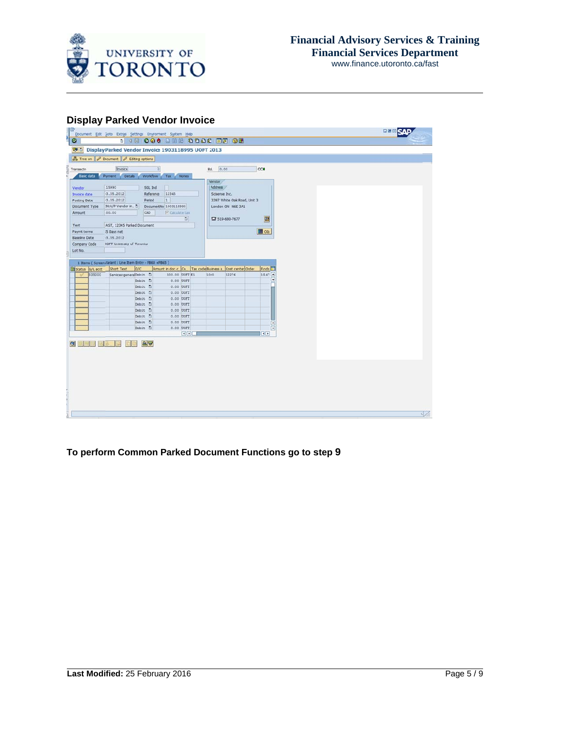## Display Parked Vendor Invoice

**To perform Common Parked Document Functions go to step 9**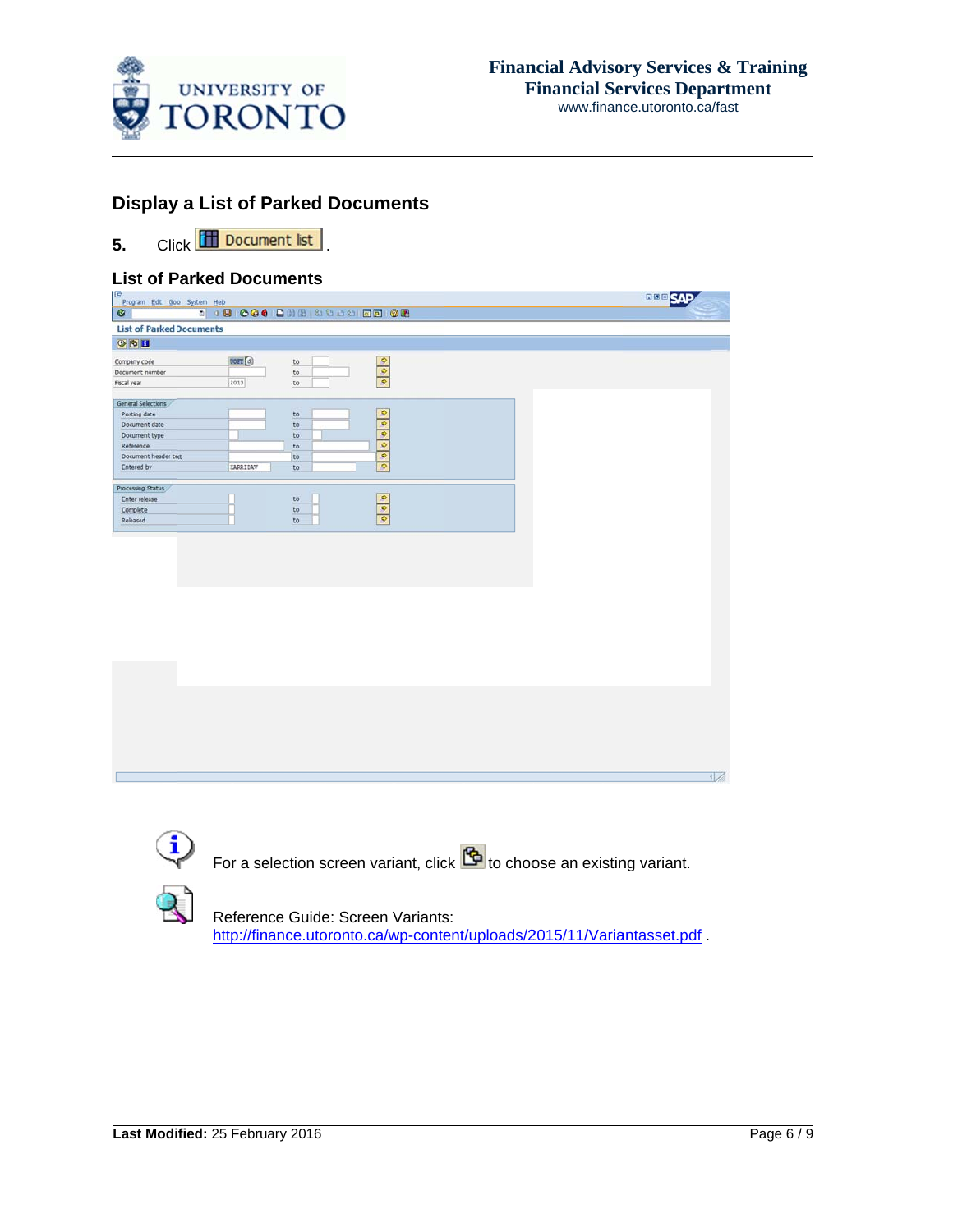## Display a List of Parked Documents

**5.** Click Document list .

### List of Parked Documents

For a selection screen variant, click to choose an existing variant.

Reference Guide: Screen Variants:
http://finance.utoronto.ca/wp-content/uploads/2015/11/Variantasset.pdf .

**Last Modified:** 25 February 2016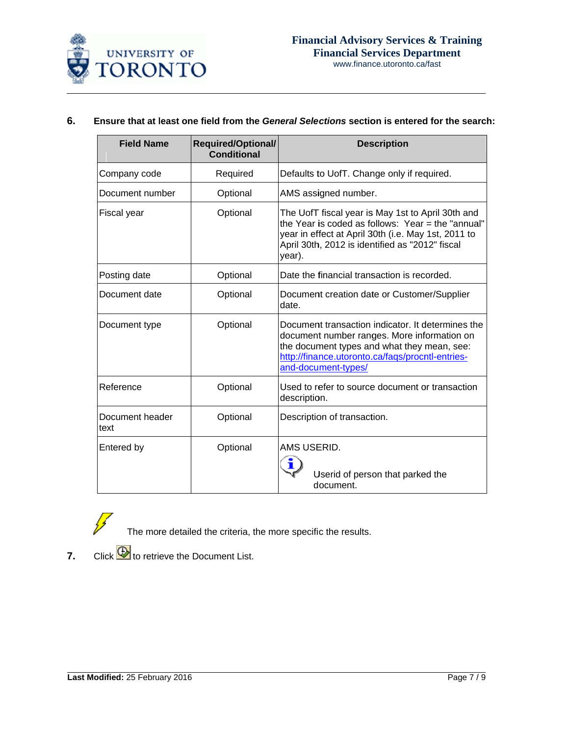6. **Ensure that at least one field from the *General Selections* section is entered for the search:**

| Field Name | Required/Optional/ Conditional | Description |
|---|---|---|
| Company code | Required | Defaults to UofT. Change only if required. |
| Document number | Optional | AMS assigned number. |
| Fiscal year | Optional | The UofT fiscal year is May 1st to April 30th and the Year is coded as follows: Year = the "annual" year in effect at April 30th (i.e. May 1st, 2011 to April 30th, 2012 is identified as "2012" fiscal year). |
| Posting date | Optional | Date the financial transaction is recorded. |
| Document date | Optional | Document creation date or Customer/Supplier date. |
| Document type | Optional | Document transaction indicator. It determines the document number ranges. More information on the document types and what they mean, see: [http://finance.utoronto.ca/faqs/procntl-entries-and-document-types/](http://finance.utoronto.ca/faqs/procntl-entries-and-document-types/) |
| Reference | Optional | Used to refer to source document or transaction description. |
| Document header text | Optional | Description of transaction. |
| Entered by | Optional | AMS USERID. Userid of person that parked the document. |

The more detailed the criteria, the more specific the results.

7. Click to retrieve the Document List.

**Last Modified:** 25 February 2016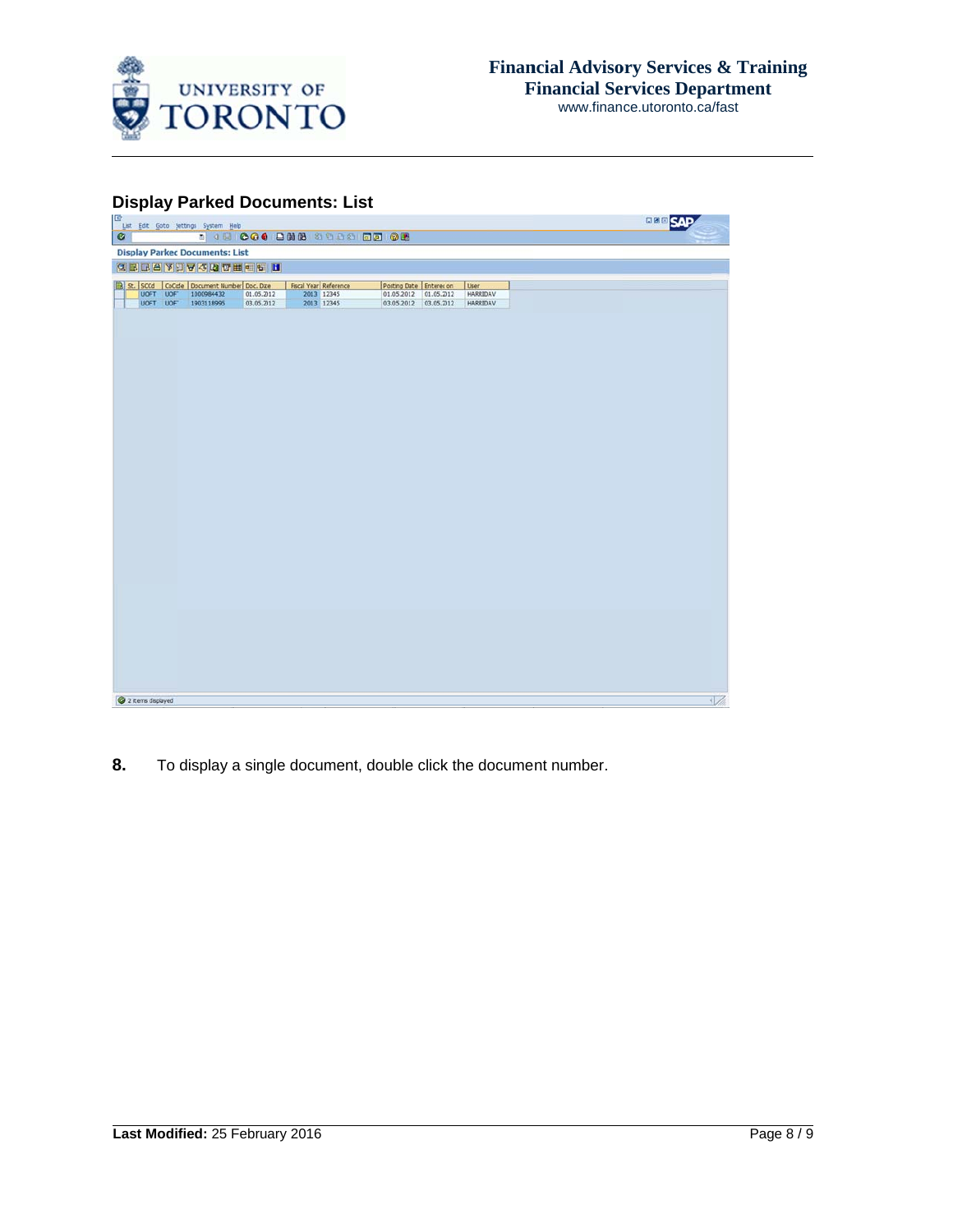## Display Parked Documents: List

| St. | SCCd | CoCde | Document Number | Doc. Date | Fiscal Year | Reference | Posting Date | Entered on | User |
|---|---|---|---|---|---|---|---|---|---|
| | UOFT | UOFT | 1000984432 | 01.05.2012 | 2013 | 12345 | 01.05.2012 | 01.05.2012 | HARRIDAV |
| | UOFT | UOFT | 1903118995 | 03.05.2012 | 2013 | 12345 | 03.05.2012 | 03.05.2012 | HARRIDAV |

2 items displayed

**8.** To display a single document, double click the document number.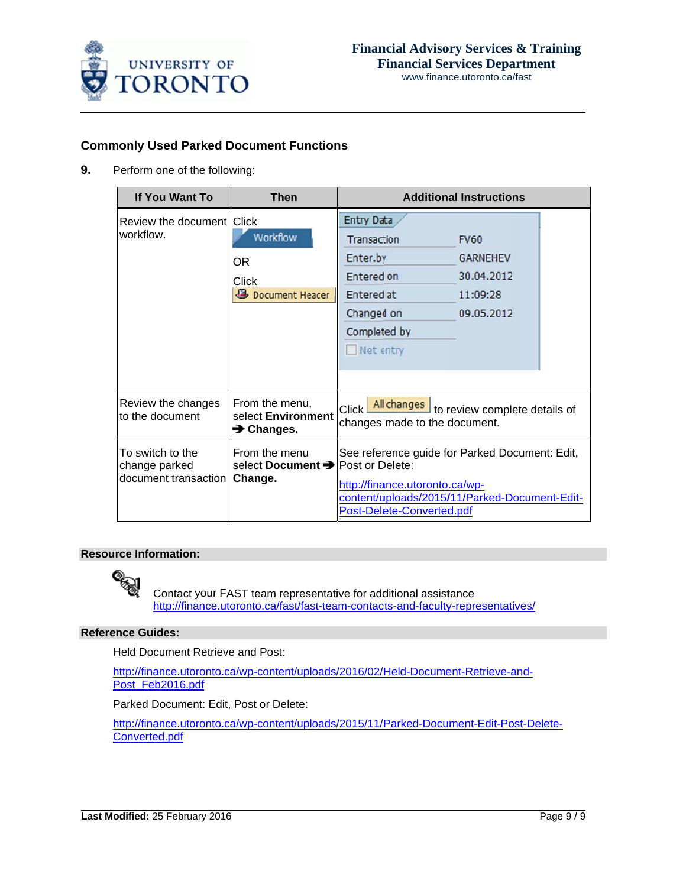## Commonly Used Parked Document Functions

**9.** Perform one of the following:

| If You Want To | Then | Additional Instructions |
|---|---|---|
| Review the document workflow. | Click Workflow<br><br>OR<br><br>Click Document Header | Entry Data<br>Transaction FV60<br>Enter.by GARNEHEV<br>Entered on 30.04.2012<br>Entered at 11:09:28<br>Changed on 09.05.2012<br>Completed by<br>Net entry |
| Review the changes to the document | From the menu, select **Environment ➔ Changes.** | Click All changes to review complete details of changes made to the document. |
| To switch to the change parked document transaction | From the menu select **Document ➔ Change.** | See reference guide for Parked Document: Edit, Post or Delete:<br><br>http://finance.utoronto.ca/wp-content/uploads/2015/11/Parked-Document-Edit-Post-Delete-Converted.pdf |

**Resource Information:**

Contact your FAST team representative for additional assistance
http://finance.utoronto.ca/fast/fast-team-contacts-and-faculty-representatives/

**Reference Guides:**

Held Document Retrieve and Post:

http://finance.utoronto.ca/wp-content/uploads/2016/02/Held-Document-Retrieve-and-Post_Feb2016.pdf

Parked Document: Edit, Post or Delete:

http://finance.utoronto.ca/wp-content/uploads/2015/11/Parked-Document-Edit-Post-Delete-Converted.pdf

**Last Modified:** 25 February 2016